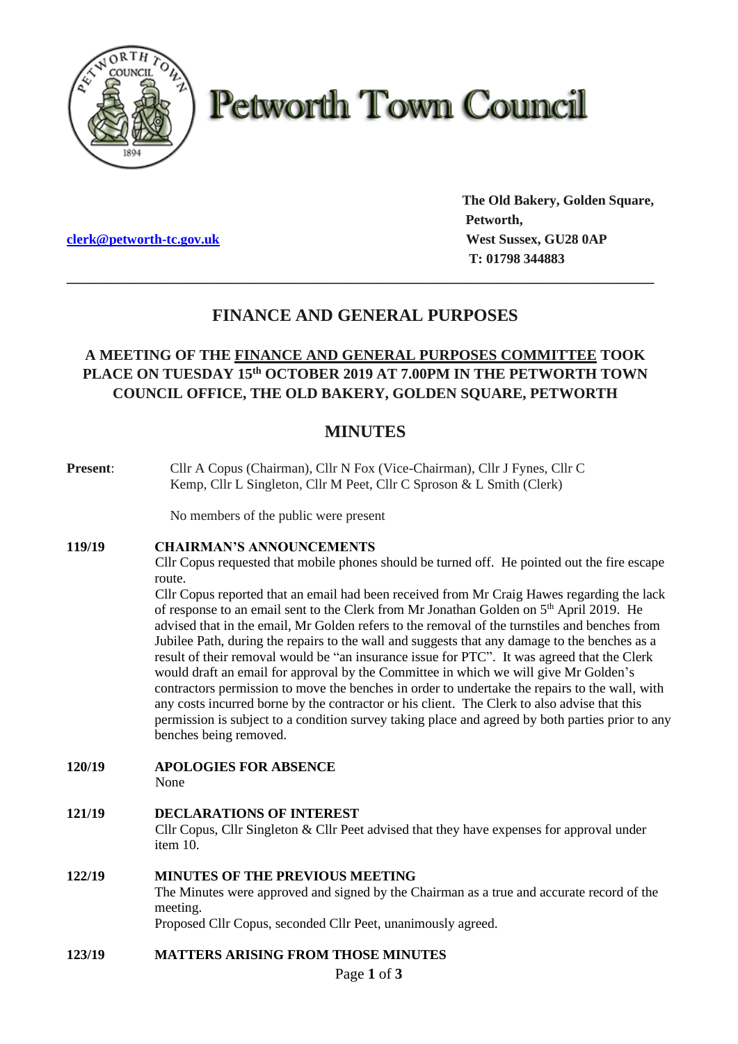# Petworth Town Council

**The Old Bakery, Golden Square,**
**Petworth,**
**West Sussex, GU28 0AP**
**T: 01798 344883**

**clerk@petworth-tc.gov.uk**

---

## FINANCE AND GENERAL PURPOSES

### A MEETING OF THE FINANCE AND GENERAL PURPOSES COMMITTEE TOOK PLACE ON TUESDAY 15th OCTOBER 2019 AT 7.00PM IN THE PETWORTH TOWN COUNCIL OFFICE, THE OLD BAKERY, GOLDEN SQUARE, PETWORTH

## MINUTES

**Present**: Cllr A Copus (Chairman), Cllr N Fox (Vice-Chairman), Cllr J Fynes, Cllr C Kemp, Cllr L Singleton, Cllr M Peet, Cllr C Sproson & L Smith (Clerk)

No members of the public were present

**119/19 CHAIRMAN'S ANNOUNCEMENTS**

Cllr Copus requested that mobile phones should be turned off. He pointed out the fire escape route.

Cllr Copus reported that an email had been received from Mr Craig Hawes regarding the lack of response to an email sent to the Clerk from Mr Jonathan Golden on 5th April 2019. He advised that in the email, Mr Golden refers to the removal of the turnstiles and benches from Jubilee Path, during the repairs to the wall and suggests that any damage to the benches as a result of their removal would be "an insurance issue for PTC". It was agreed that the Clerk would draft an email for approval by the Committee in which we will give Mr Golden's contractors permission to move the benches in order to undertake the repairs to the wall, with any costs incurred borne by the contractor or his client. The Clerk to also advise that this permission is subject to a condition survey taking place and agreed by both parties prior to any benches being removed.

**120/19 APOLOGIES FOR ABSENCE**

None

**121/19 DECLARATIONS OF INTEREST**

Cllr Copus, Cllr Singleton & Cllr Peet advised that they have expenses for approval under item 10.

**122/19 MINUTES OF THE PREVIOUS MEETING**

The Minutes were approved and signed by the Chairman as a true and accurate record of the meeting.

Proposed Cllr Copus, seconded Cllr Peet, unanimously agreed.

**123/19 MATTERS ARISING FROM THOSE MINUTES**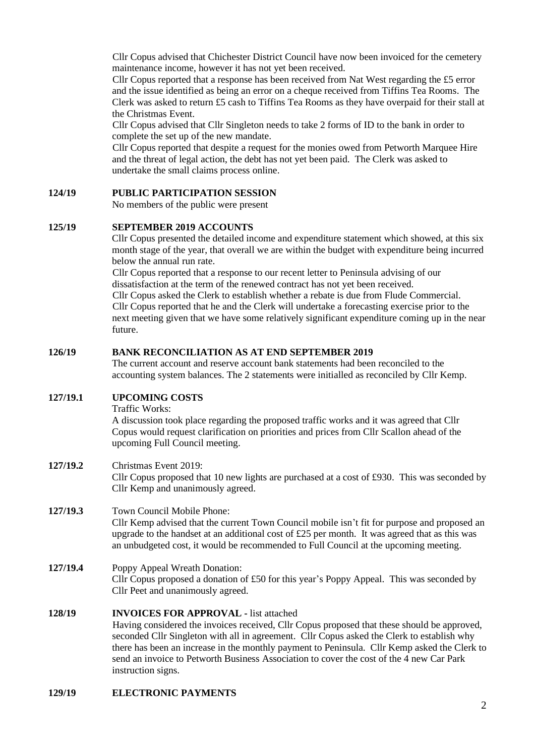Cllr Copus advised that Chichester District Council have now been invoiced for the cemetery maintenance income, however it has not yet been received.

Cllr Copus reported that a response has been received from Nat West regarding the £5 error and the issue identified as being an error on a cheque received from Tiffins Tea Rooms. The Clerk was asked to return £5 cash to Tiffins Tea Rooms as they have overpaid for their stall at the Christmas Event.

Cllr Copus advised that Cllr Singleton needs to take 2 forms of ID to the bank in order to complete the set up of the new mandate.

Cllr Copus reported that despite a request for the monies owed from Petworth Marquee Hire and the threat of legal action, the debt has not yet been paid. The Clerk was asked to undertake the small claims process online.

**124/19 PUBLIC PARTICIPATION SESSION**

No members of the public were present

**125/19 SEPTEMBER 2019 ACCOUNTS**

Cllr Copus presented the detailed income and expenditure statement which showed, at this six month stage of the year, that overall we are within the budget with expenditure being incurred below the annual run rate.

Cllr Copus reported that a response to our recent letter to Peninsula advising of our dissatisfaction at the term of the renewed contract has not yet been received.

Cllr Copus asked the Clerk to establish whether a rebate is due from Flude Commercial.

Cllr Copus reported that he and the Clerk will undertake a forecasting exercise prior to the next meeting given that we have some relatively significant expenditure coming up in the near future.

**126/19 BANK RECONCILIATION AS AT END SEPTEMBER 2019**

The current account and reserve account bank statements had been reconciled to the accounting system balances. The 2 statements were initialled as reconciled by Cllr Kemp.

**127/19.1 UPCOMING COSTS**

Traffic Works:

A discussion took place regarding the proposed traffic works and it was agreed that Cllr Copus would request clarification on priorities and prices from Cllr Scallon ahead of the upcoming Full Council meeting.

**127/19.2** Christmas Event 2019:

Cllr Copus proposed that 10 new lights are purchased at a cost of £930. This was seconded by Cllr Kemp and unanimously agreed.

**127/19.3** Town Council Mobile Phone:

Cllr Kemp advised that the current Town Council mobile isn't fit for purpose and proposed an upgrade to the handset at an additional cost of £25 per month. It was agreed that as this was an unbudgeted cost, it would be recommended to Full Council at the upcoming meeting.

**127/19.4** Poppy Appeal Wreath Donation:

Cllr Copus proposed a donation of £50 for this year's Poppy Appeal. This was seconded by Cllr Peet and unanimously agreed.

**128/19 INVOICES FOR APPROVAL -** list attached

Having considered the invoices received, Cllr Copus proposed that these should be approved, seconded Cllr Singleton with all in agreement. Cllr Copus asked the Clerk to establish why there has been an increase in the monthly payment to Peninsula. Cllr Kemp asked the Clerk to send an invoice to Petworth Business Association to cover the cost of the 4 new Car Park instruction signs.

**129/19 ELECTRONIC PAYMENTS**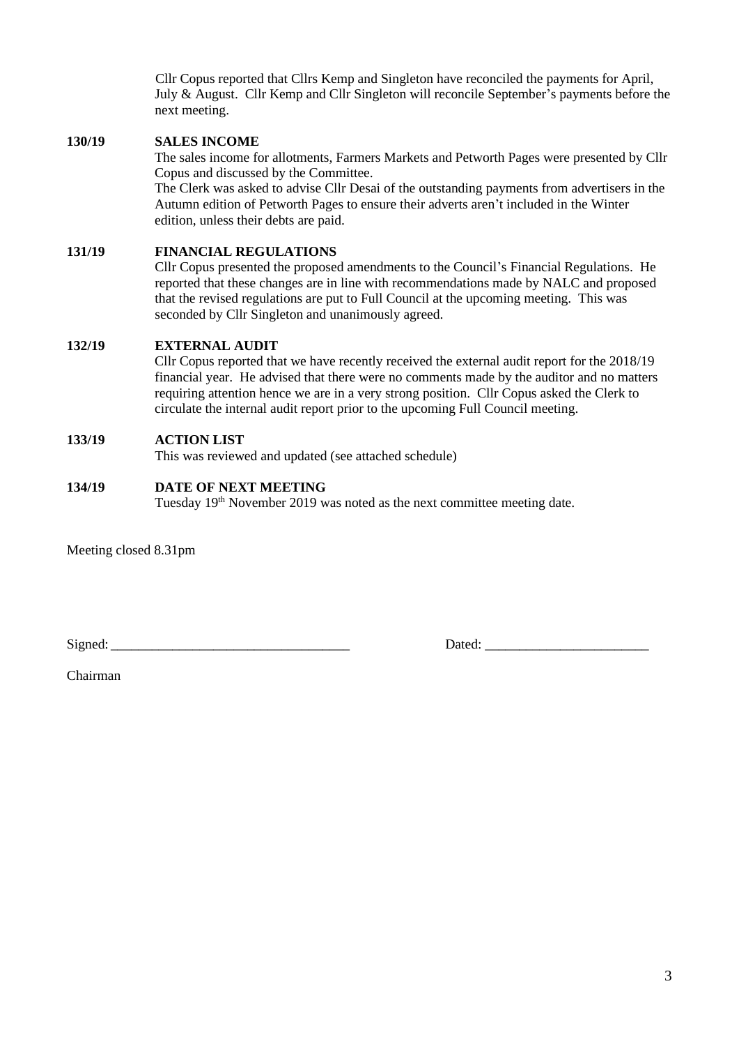Cllr Copus reported that Cllrs Kemp and Singleton have reconciled the payments for April, July & August. Cllr Kemp and Cllr Singleton will reconcile September's payments before the next meeting.

**130/19 SALES INCOME**

The sales income for allotments, Farmers Markets and Petworth Pages were presented by Cllr Copus and discussed by the Committee.

The Clerk was asked to advise Cllr Desai of the outstanding payments from advertisers in the Autumn edition of Petworth Pages to ensure their adverts aren't included in the Winter edition, unless their debts are paid.

**131/19 FINANCIAL REGULATIONS**

Cllr Copus presented the proposed amendments to the Council's Financial Regulations. He reported that these changes are in line with recommendations made by NALC and proposed that the revised regulations are put to Full Council at the upcoming meeting. This was seconded by Cllr Singleton and unanimously agreed.

**132/19 EXTERNAL AUDIT**

Cllr Copus reported that we have recently received the external audit report for the 2018/19 financial year. He advised that there were no comments made by the auditor and no matters requiring attention hence we are in a very strong position. Cllr Copus asked the Clerk to circulate the internal audit report prior to the upcoming Full Council meeting.

**133/19 ACTION LIST**

This was reviewed and updated (see attached schedule)

**134/19 DATE OF NEXT MEETING**

Tuesday 19th November 2019 was noted as the next committee meeting date.

Meeting closed 8.31pm

Signed: ___________________________________ Dated: ________________________

Chairman